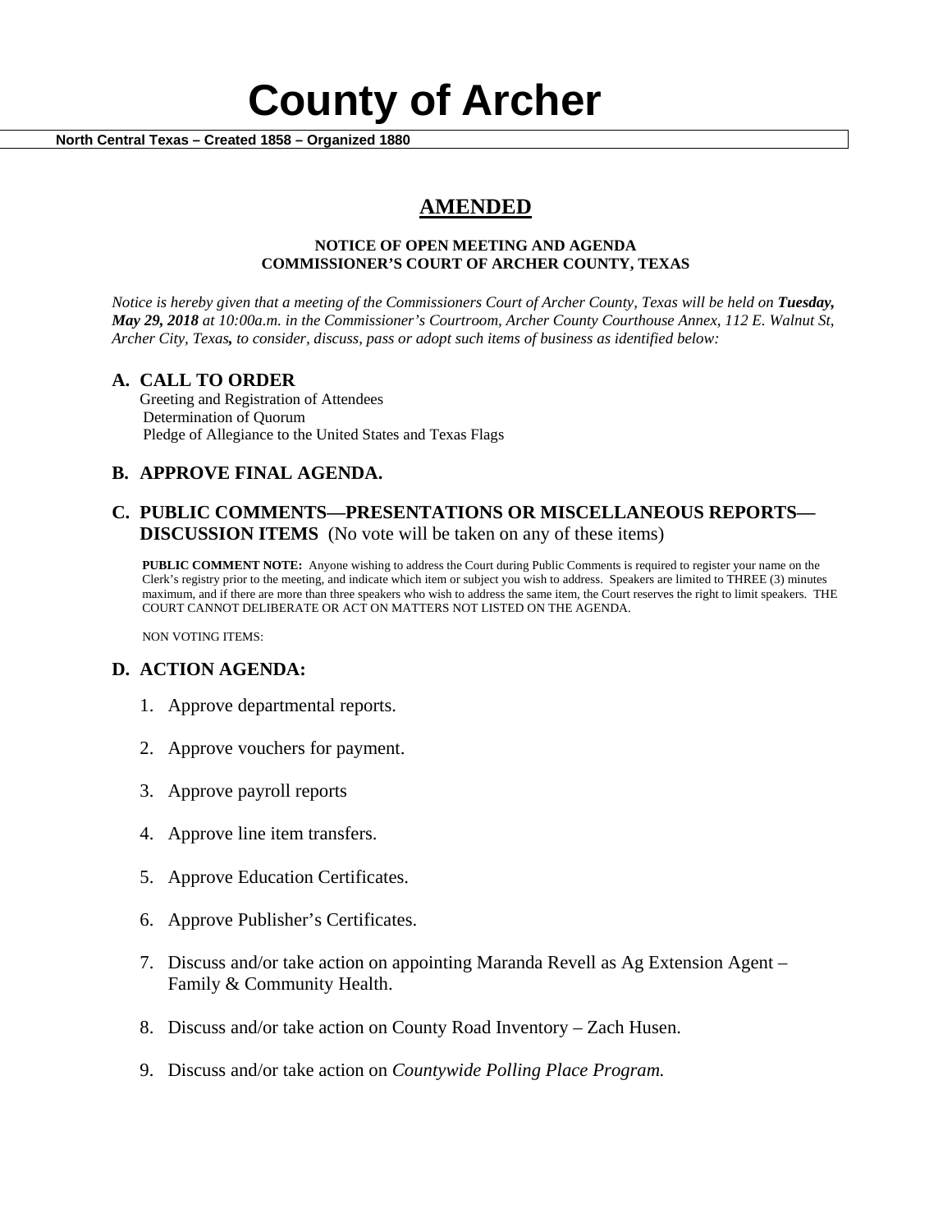# County of Archer

**North Central Texas – Created 1858 – Organized 1880**

## AMENDED

**NOTICE OF OPEN MEETING AND AGENDA**
**COMMISSIONER'S COURT OF ARCHER COUNTY, TEXAS**

*Notice is hereby given that a meeting of the Commissioners Court of Archer County, Texas will be held on* ***Tuesday, May 29, 2018*** *at 10:00a.m. in the Commissioner's Courtroom, Archer County Courthouse Annex, 112 E. Walnut St, Archer City, Texas**,** to consider, discuss, pass or adopt such items of business as identified below:*

### A. CALL TO ORDER

Greeting and Registration of Attendees
Determination of Quorum
Pledge of Allegiance to the United States and Texas Flags

### B. APPROVE FINAL AGENDA.

### C. PUBLIC COMMENTS—PRESENTATIONS OR MISCELLANEOUS REPORTS—DISCUSSION ITEMS (No vote will be taken on any of these items)

**PUBLIC COMMENT NOTE:** Anyone wishing to address the Court during Public Comments is required to register your name on the Clerk's registry prior to the meeting, and indicate which item or subject you wish to address. Speakers are limited to THREE (3) minutes maximum, and if there are more than three speakers who wish to address the same item, the Court reserves the right to limit speakers. THE COURT CANNOT DELIBERATE OR ACT ON MATTERS NOT LISTED ON THE AGENDA.

NON VOTING ITEMS:

### D. ACTION AGENDA:

1. Approve departmental reports.
2. Approve vouchers for payment.
3. Approve payroll reports
4. Approve line item transfers.
5. Approve Education Certificates.
6. Approve Publisher's Certificates.
7. Discuss and/or take action on appointing Maranda Revell as Ag Extension Agent – Family & Community Health.
8. Discuss and/or take action on County Road Inventory – Zach Husen.
9. Discuss and/or take action on *Countywide Polling Place Program.*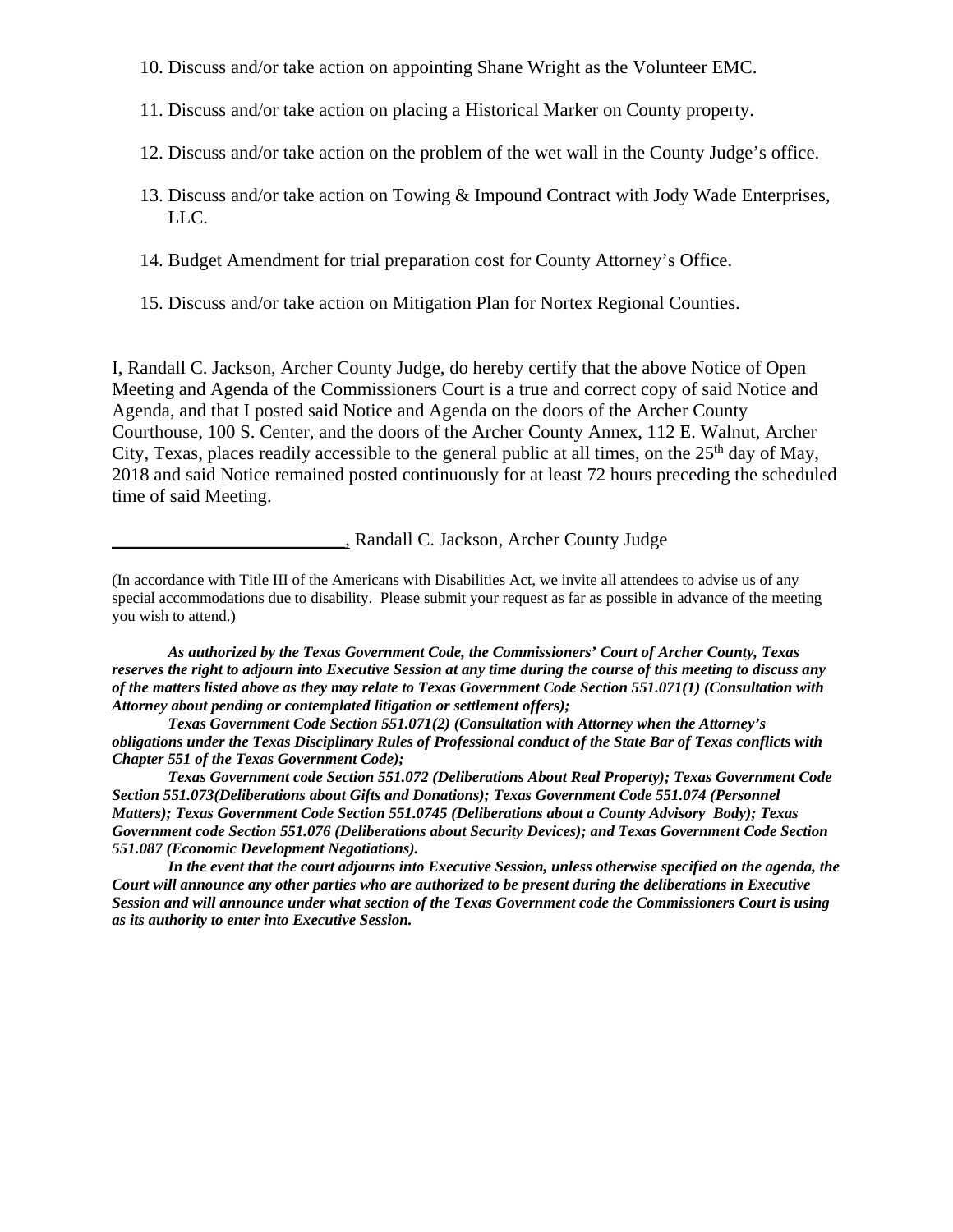10. Discuss and/or take action on appointing Shane Wright as the Volunteer EMC.

11. Discuss and/or take action on placing a Historical Marker on County property.

12. Discuss and/or take action on the problem of the wet wall in the County Judge's office.

13. Discuss and/or take action on Towing & Impound Contract with Jody Wade Enterprises, LLC.

14. Budget Amendment for trial preparation cost for County Attorney's Office.

15. Discuss and/or take action on Mitigation Plan for Nortex Regional Counties.

I, Randall C. Jackson, Archer County Judge, do hereby certify that the above Notice of Open Meeting and Agenda of the Commissioners Court is a true and correct copy of said Notice and Agenda, and that I posted said Notice and Agenda on the doors of the Archer County Courthouse, 100 S. Center, and the doors of the Archer County Annex, 112 E. Walnut, Archer City, Texas, places readily accessible to the general public at all times, on the 25th day of May, 2018 and said Notice remained posted continuously for at least 72 hours preceding the scheduled time of said Meeting.

__________________________, Randall C. Jackson, Archer County Judge

(In accordance with Title III of the Americans with Disabilities Act, we invite all attendees to advise us of any special accommodations due to disability. Please submit your request as far as possible in advance of the meeting you wish to attend.)

***As authorized by the Texas Government Code, the Commissioners' Court of Archer County, Texas reserves the right to adjourn into Executive Session at any time during the course of this meeting to discuss any of the matters listed above as they may relate to Texas Government Code Section 551.071(1) (Consultation with Attorney about pending or contemplated litigation or settlement offers);***

***Texas Government Code Section 551.071(2) (Consultation with Attorney when the Attorney's obligations under the Texas Disciplinary Rules of Professional conduct of the State Bar of Texas conflicts with Chapter 551 of the Texas Government Code);***

***Texas Government code Section 551.072 (Deliberations About Real Property); Texas Government Code Section 551.073(Deliberations about Gifts and Donations); Texas Government Code 551.074 (Personnel Matters); Texas Government Code Section 551.0745 (Deliberations about a County Advisory Body); Texas Government code Section 551.076 (Deliberations about Security Devices); and Texas Government Code Section 551.087 (Economic Development Negotiations).***

***In the event that the court adjourns into Executive Session, unless otherwise specified on the agenda, the Court will announce any other parties who are authorized to be present during the deliberations in Executive Session and will announce under what section of the Texas Government code the Commissioners Court is using as its authority to enter into Executive Session.***